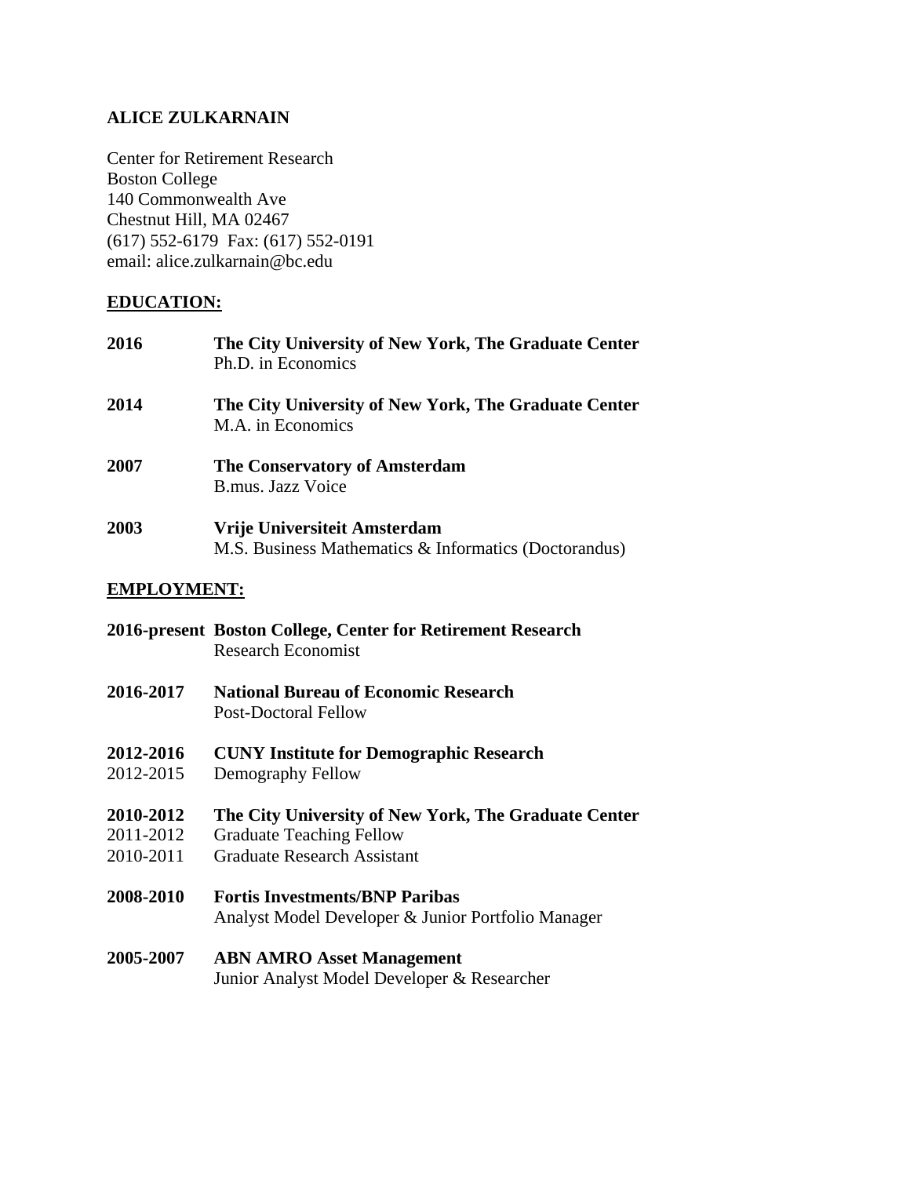# ALICE ZULKARNAIN

Center for Retirement Research
Boston College
140 Commonwealth Ave
Chestnut Hill, MA 02467
(617) 552-6179  Fax: (617) 552-0191
email: alice.zulkarnain@bc.edu

## EDUCATION:

**2016** **The City University of New York, The Graduate Center**
Ph.D. in Economics

**2014** **The City University of New York, The Graduate Center**
M.A. in Economics

**2007** **The Conservatory of Amsterdam**
B.mus. Jazz Voice

**2003** **Vrije Universiteit Amsterdam**
M.S. Business Mathematics & Informatics (Doctorandus)

## EMPLOYMENT:

**2016-present** **Boston College, Center for Retirement Research**
Research Economist

**2016-2017** **National Bureau of Economic Research**
Post-Doctoral Fellow

**2012-2016** **CUNY Institute for Demographic Research**
2012-2015 Demography Fellow

**2010-2012** **The City University of New York, The Graduate Center**
2011-2012 Graduate Teaching Fellow
2010-2011 Graduate Research Assistant

**2008-2010** **Fortis Investments/BNP Paribas**
Analyst Model Developer & Junior Portfolio Manager

**2005-2007** **ABN AMRO Asset Management**
Junior Analyst Model Developer & Researcher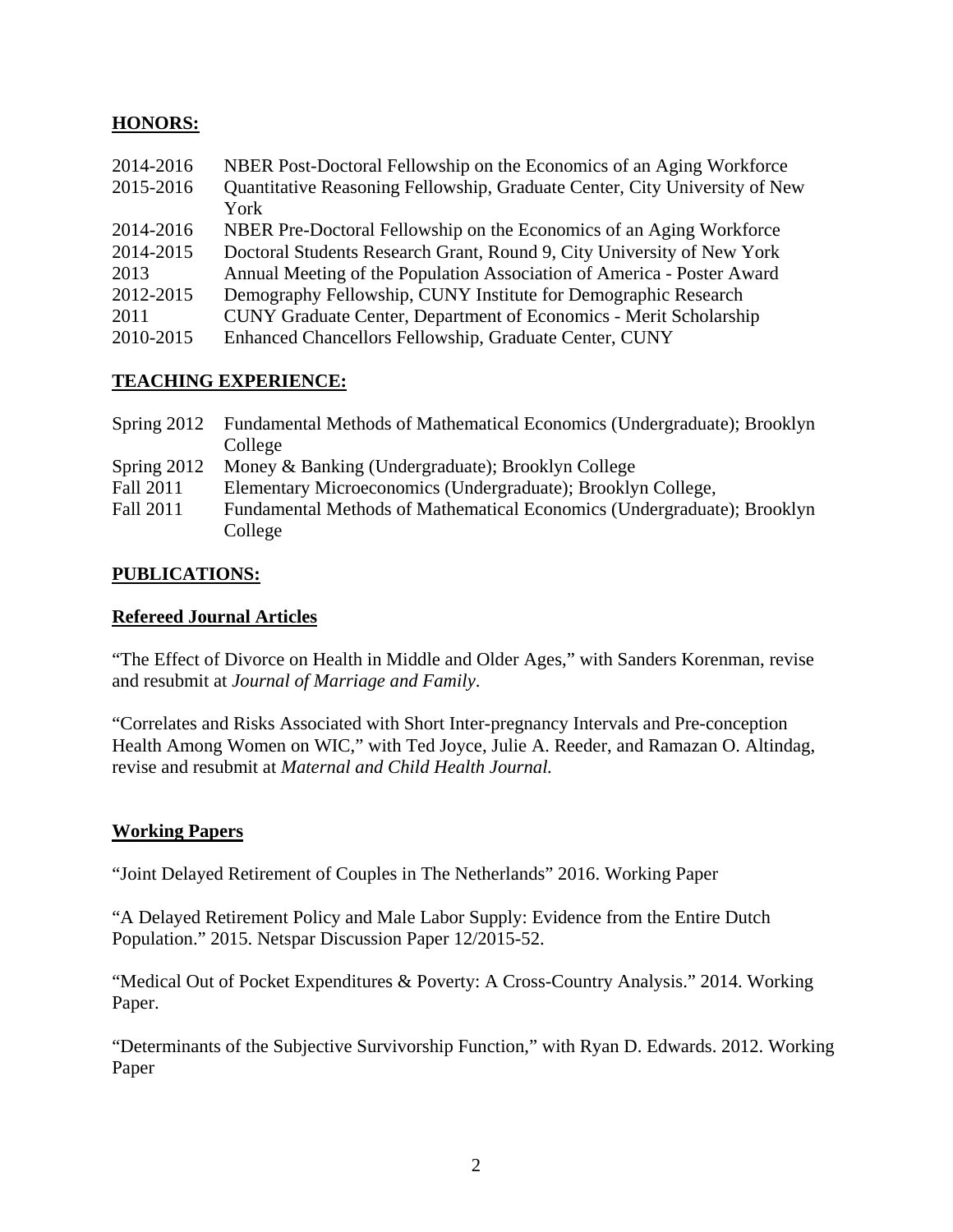## HONORS:

| | |
|---|---|
| 2014-2016 | NBER Post-Doctoral Fellowship on the Economics of an Aging Workforce |
| 2015-2016 | Quantitative Reasoning Fellowship, Graduate Center, City University of New York |
| 2014-2016 | NBER Pre-Doctoral Fellowship on the Economics of an Aging Workforce |
| 2014-2015 | Doctoral Students Research Grant, Round 9, City University of New York |
| 2013 | Annual Meeting of the Population Association of America - Poster Award |
| 2012-2015 | Demography Fellowship, CUNY Institute for Demographic Research |
| 2011 | CUNY Graduate Center, Department of Economics - Merit Scholarship |
| 2010-2015 | Enhanced Chancellors Fellowship, Graduate Center, CUNY |

## TEACHING EXPERIENCE:

| | |
|---|---|
| Spring 2012 | Fundamental Methods of Mathematical Economics (Undergraduate); Brooklyn College |
| Spring 2012 | Money & Banking (Undergraduate); Brooklyn College |
| Fall 2011 | Elementary Microeconomics (Undergraduate); Brooklyn College, |
| Fall 2011 | Fundamental Methods of Mathematical Economics (Undergraduate); Brooklyn College |

## PUBLICATIONS:

### Refereed Journal Articles

"The Effect of Divorce on Health in Middle and Older Ages," with Sanders Korenman, revise and resubmit at *Journal of Marriage and Family*.

"Correlates and Risks Associated with Short Inter-pregnancy Intervals and Pre-conception Health Among Women on WIC," with Ted Joyce, Julie A. Reeder, and Ramazan O. Altindag, revise and resubmit at *Maternal and Child Health Journal.*

### Working Papers

"Joint Delayed Retirement of Couples in The Netherlands" 2016. Working Paper

"A Delayed Retirement Policy and Male Labor Supply: Evidence from the Entire Dutch Population." 2015. Netspar Discussion Paper 12/2015-52.

"Medical Out of Pocket Expenditures & Poverty: A Cross-Country Analysis." 2014. Working Paper.

"Determinants of the Subjective Survivorship Function," with Ryan D. Edwards. 2012. Working Paper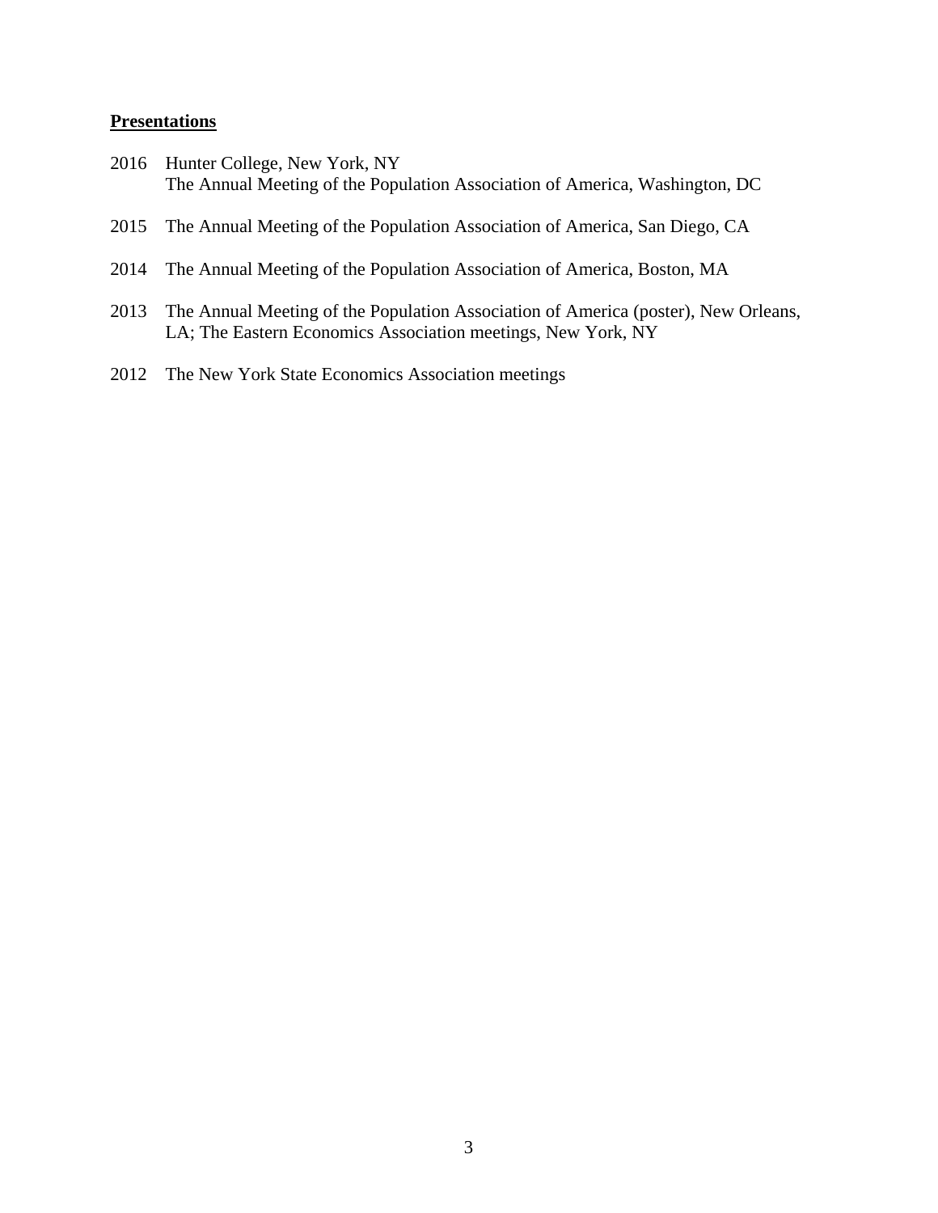**Presentations**

2016 Hunter College, New York, NY
The Annual Meeting of the Population Association of America, Washington, DC

2015 The Annual Meeting of the Population Association of America, San Diego, CA

2014 The Annual Meeting of the Population Association of America, Boston, MA

2013 The Annual Meeting of the Population Association of America (poster), New Orleans, LA; The Eastern Economics Association meetings, New York, NY

2012 The New York State Economics Association meetings